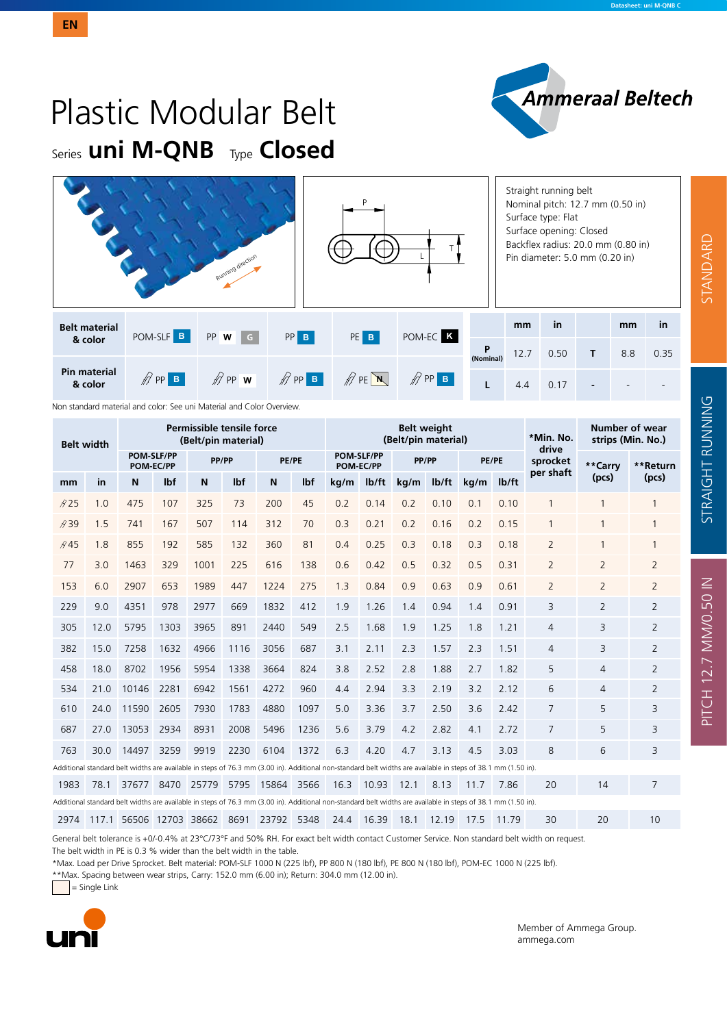EN

# Plastic Modular Belt

## Series **uni M-QNB** Type **Closed**

Straight running belt
Nominal pitch: 12.7 mm (0.50 in)
Surface type: Flat
Surface opening: Closed
Backflex radius: 20.0 mm (0.80 in)
Pin diameter: 5.0 mm (0.20 in)

| Belt material & color | POM-SLF B | PP W G | PP B | PE B | POM-EC K |
|---|---|---|---|---|---|
| Pin material & color | PP B | PP W | PP B | PE N | PP B |

| | mm | in | | mm | in |
|---|---|---|---|---|---|
| P (Nominal) | 12.7 | 0.50 | T | 8.8 | 0.35 |
| L | 4.4 | 0.17 | - | - | - |

Non standard material and color: See uni Material and Color Overview.

| Belt width | | Permissible tensile force (Belt/pin material) | | | | | | Belt weight (Belt/pin material) | | | | | | *Min. No. drive sprocket per shaft | Number of wear strips (Min. No.) | |
|---|---|---|---|---|---|---|---|---|---|---|---|---|---|---|---|---|
| | | POM-SLF/PP POM-EC/PP | | PP/PP | | PE/PE | | POM-SLF/PP POM-EC/PP | | PP/PP | | PE/PE | | | **Carry (pcs) | **Return (pcs) |
| mm | in | N | lbf | N | lbf | N | lbf | kg/m | lb/ft | kg/m | lb/ft | kg/m | lb/ft | | | |
| 25 | 1.0 | 475 | 107 | 325 | 73 | 200 | 45 | 0.2 | 0.14 | 0.2 | 0.10 | 0.1 | 0.10 | 1 | 1 | 1 |
| 39 | 1.5 | 741 | 167 | 507 | 114 | 312 | 70 | 0.3 | 0.21 | 0.2 | 0.16 | 0.2 | 0.15 | 1 | 1 | 1 |
| 45 | 1.8 | 855 | 192 | 585 | 132 | 360 | 81 | 0.4 | 0.25 | 0.3 | 0.18 | 0.3 | 0.18 | 2 | 1 | 1 |
| 77 | 3.0 | 1463 | 329 | 1001 | 225 | 616 | 138 | 0.6 | 0.42 | 0.5 | 0.32 | 0.5 | 0.31 | 2 | 2 | 2 |
| 153 | 6.0 | 2907 | 653 | 1989 | 447 | 1224 | 275 | 1.3 | 0.84 | 0.9 | 0.63 | 0.9 | 0.61 | 2 | 2 | 2 |
| 229 | 9.0 | 4351 | 978 | 2977 | 669 | 1832 | 412 | 1.9 | 1.26 | 1.4 | 0.94 | 1.4 | 0.91 | 3 | 2 | 2 |
| 305 | 12.0 | 5795 | 1303 | 3965 | 891 | 2440 | 549 | 2.5 | 1.68 | 1.9 | 1.25 | 1.8 | 1.21 | 4 | 3 | 2 |
| 382 | 15.0 | 7258 | 1632 | 4966 | 1116 | 3056 | 687 | 3.1 | 2.11 | 2.3 | 1.57 | 2.3 | 1.51 | 4 | 3 | 2 |
| 458 | 18.0 | 8702 | 1956 | 5954 | 1338 | 3664 | 824 | 3.8 | 2.52 | 2.8 | 1.88 | 2.7 | 1.82 | 5 | 4 | 2 |
| 534 | 21.0 | 10146 | 2281 | 6942 | 1561 | 4272 | 960 | 4.4 | 2.94 | 3.3 | 2.19 | 3.2 | 2.12 | 6 | 4 | 2 |
| 610 | 24.0 | 11590 | 2605 | 7930 | 1783 | 4880 | 1097 | 5.0 | 3.36 | 3.7 | 2.50 | 3.6 | 2.42 | 7 | 5 | 3 |
| 687 | 27.0 | 13053 | 2934 | 8931 | 2008 | 5496 | 1236 | 5.6 | 3.79 | 4.2 | 2.82 | 4.1 | 2.72 | 7 | 5 | 3 |
| 763 | 30.0 | 14497 | 3259 | 9919 | 2230 | 6104 | 1372 | 6.3 | 4.20 | 4.7 | 3.13 | 4.5 | 3.03 | 8 | 6 | 3 |
| Additional standard belt widths are available in steps of 76.3 mm (3.00 in). Additional non-standard belt widths are available in steps of 38.1 mm (1.50 in). | | | | | | | | | | | | | | | | |
| 1983 | 78.1 | 37677 | 8470 | 25779 | 5795 | 15864 | 3566 | 16.3 | 10.93 | 12.1 | 8.13 | 11.7 | 7.86 | 20 | 14 | 7 |
| Additional standard belt widths are available in steps of 76.3 mm (3.00 in). Additional non-standard belt widths are available in steps of 38.1 mm (1.50 in). | | | | | | | | | | | | | | | | |
| 2974 | 117.1 | 56506 | 12703 | 38662 | 8691 | 23792 | 5348 | 24.4 | 16.39 | 18.1 | 12.19 | 17.5 | 11.79 | 30 | 20 | 10 |

General belt tolerance is +0/-0.4% at 23°C/73°F and 50% RH. For exact belt width contact Customer Service. Non standard belt width on request.
The belt width in PE is 0.3 % wider than the belt width in the table.
*Max. Load per Drive Sprocket. Belt material: POM-SLF 1000 N (225 lbf), PP 800 N (180 lbf), PE 800 N (180 lbf), POM-EC 1000 N (225 lbf).
**Max. Spacing between wear strips, Carry: 152.0 mm (6.00 in); Return: 304.0 mm (12.00 in).
= Single Link

STANDARD · STRAIGHT RUNNING · PITCH 12.7 MM/0.50 IN

Member of Ammega Group.
ammega.com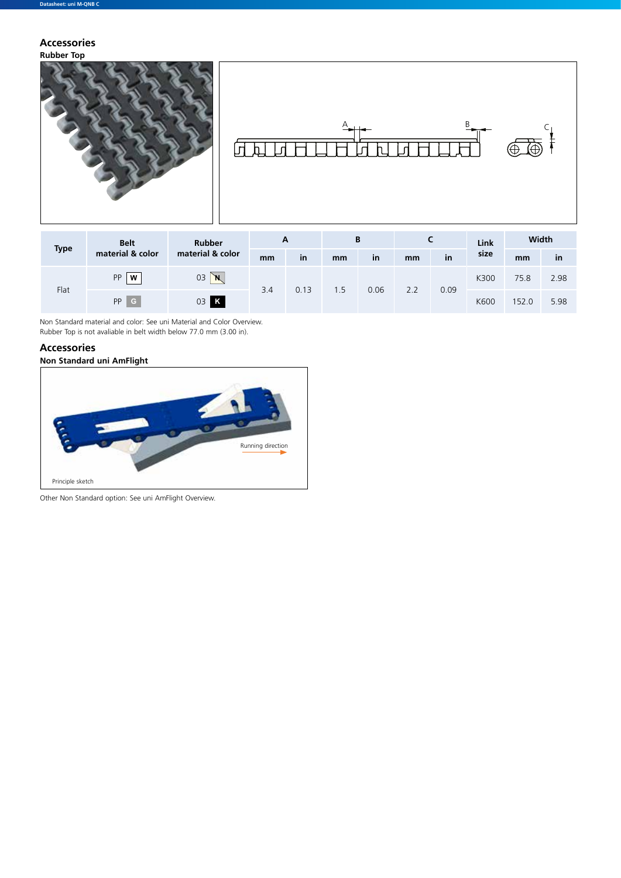## Accessories

### Rubber Top

| Type | Belt material & color | Rubber material & color | A | | B | | C | | Link size | Width | |
|---|---|---|---|---|---|---|---|---|---|---|---|
| | | | mm | in | mm | in | mm | in | | mm | in |
| Flat | PP W | 03 N | 3.4 | 0.13 | 1.5 | 0.06 | 2.2 | 0.09 | K300 | 75.8 | 2.98 |
| | PP G | 03 K | | | | | | | K600 | 152.0 | 5.98 |

Non Standard material and color: See uni Material and Color Overview.
Rubber Top is not avaliable in belt width below 77.0 mm (3.00 in).

## Accessories

### Non Standard uni AmFlight

Running direction

Principle sketch

Other Non Standard option: See uni AmFlight Overview.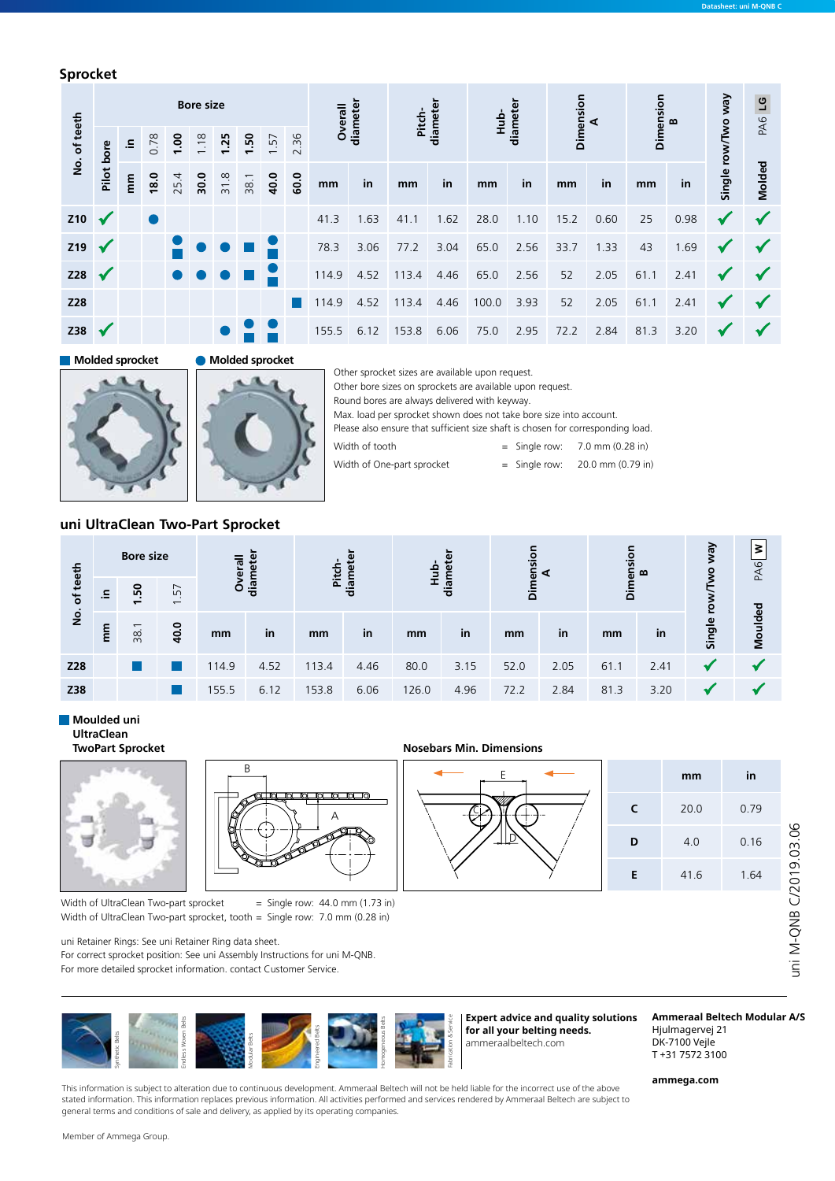## Sprocket

| No. of teeth | Pilot bore | in | 0.78 | 1.00 | 1.18 | 1.25 | 1.50 | 1.57 | 2.36 | Overall diameter | | Pitch-diameter | | Hub-diameter | | Dimension A | | Dimension B | | Single row/Two way | PA6 LG |
|---|---|---|---|---|---|---|---|---|---|---|---|---|---|---|---|---|---|---|---|---|---|
| | | mm | 18.0 | 25.4 | 30.0 | 31.8 | 38.1 | 40.0 | 60.0 | mm | in | mm | in | mm | in | mm | in | mm | in | | Molded |
| Z10 | ✓ | | ● | | | | | | | 41.3 | 1.63 | 41.1 | 1.62 | 28.0 | 1.10 | 15.2 | 0.60 | 25 | 0.98 | ✓ | ✓ |
| Z19 | ✓ | | | ● ■ | ● | ● | ■ | ● ■ | | 78.3 | 3.06 | 77.2 | 3.04 | 65.0 | 2.56 | 33.7 | 1.33 | 43 | 1.69 | ✓ | ✓ |
| Z28 | ✓ | | | ● | ● | ● | ■ | ● ■ | | 114.9 | 4.52 | 113.4 | 4.46 | 65.0 | 2.56 | 52 | 2.05 | 61.1 | 2.41 | ✓ | ✓ |
| Z28 | | | | | | | | | ■ | 114.9 | 4.52 | 113.4 | 4.46 | 100.0 | 3.93 | 52 | 2.05 | 61.1 | 2.41 | ✓ | ✓ |
| Z38 | ✓ | | | | | ● | ● ■ | ● ■ | | 155.5 | 6.12 | 153.8 | 6.06 | 75.0 | 2.95 | 72.2 | 2.84 | 81.3 | 3.20 | ✓ | ✓ |

■ Molded sprocket

● Molded sprocket

Other sprocket sizes are available upon request.
Other bore sizes on sprockets are available upon request.
Round bores are always delivered with keyway.
Max. load per sprocket shown does not take bore size into account.
Please also ensure that sufficient size shaft is chosen for corresponding load.

Width of tooth = Single row: 7.0 mm (0.28 in)

Width of One-part sprocket = Single row: 20.0 mm (0.79 in)

## uni UltraClean Two-Part Sprocket

| No. of teeth | in | 1.50 | 1.57 | Overall diameter | | Pitch-diameter | | Hub-diameter | | Dimension A | | Dimension B | | Single row/Two way | PA6 W |
|---|---|---|---|---|---|---|---|---|---|---|---|---|---|---|---|
| | mm | 38.1 | 40.0 | mm | in | mm | in | mm | in | mm | in | mm | in | | Moulded |
| Z28 | | ■ | ■ | 114.9 | 4.52 | 113.4 | 4.46 | 80.0 | 3.15 | 52.0 | 2.05 | 61.1 | 2.41 | ✓ | ✓ |
| Z38 | | | ■ | 155.5 | 6.12 | 153.8 | 6.06 | 126.0 | 4.96 | 72.2 | 2.84 | 81.3 | 3.20 | ✓ | ✓ |

■ Moulded uni UltraClean TwoPart Sprocket

### Nosebars Min. Dimensions

| | mm | in |
|---|---|---|
| C | 20.0 | 0.79 |
| D | 4.0 | 0.16 |
| E | 41.6 | 1.64 |

Width of UltraClean Two-part sprocket = Single row: 44.0 mm (1.73 in)
Width of UltraClean Two-part sprocket, tooth = Single row: 7.0 mm (0.28 in)

uni Retainer Rings: See uni Retainer Ring data sheet.
For correct sprocket position: See uni Assembly Instructions for uni M-QNB.
For more detailed sprocket information. contact Customer Service.

**Expert advice and quality solutions for all your belting needs.**
ammeraalbeltech.com

**Ammeraal Beltech Modular A/S**
Hjulmagervej 21
DK-7100 Vejle
T +31 7572 3100

**ammega.com**

This information is subject to alteration due to continuous development. Ammeraal Beltech will not be held liable for the incorrect use of the above stated information. This information replaces previous information. All activities performed and services rendered by Ammeraal Beltech are subject to general terms and conditions of sale and delivery, as applied by its operating companies.

Member of Ammega Group.